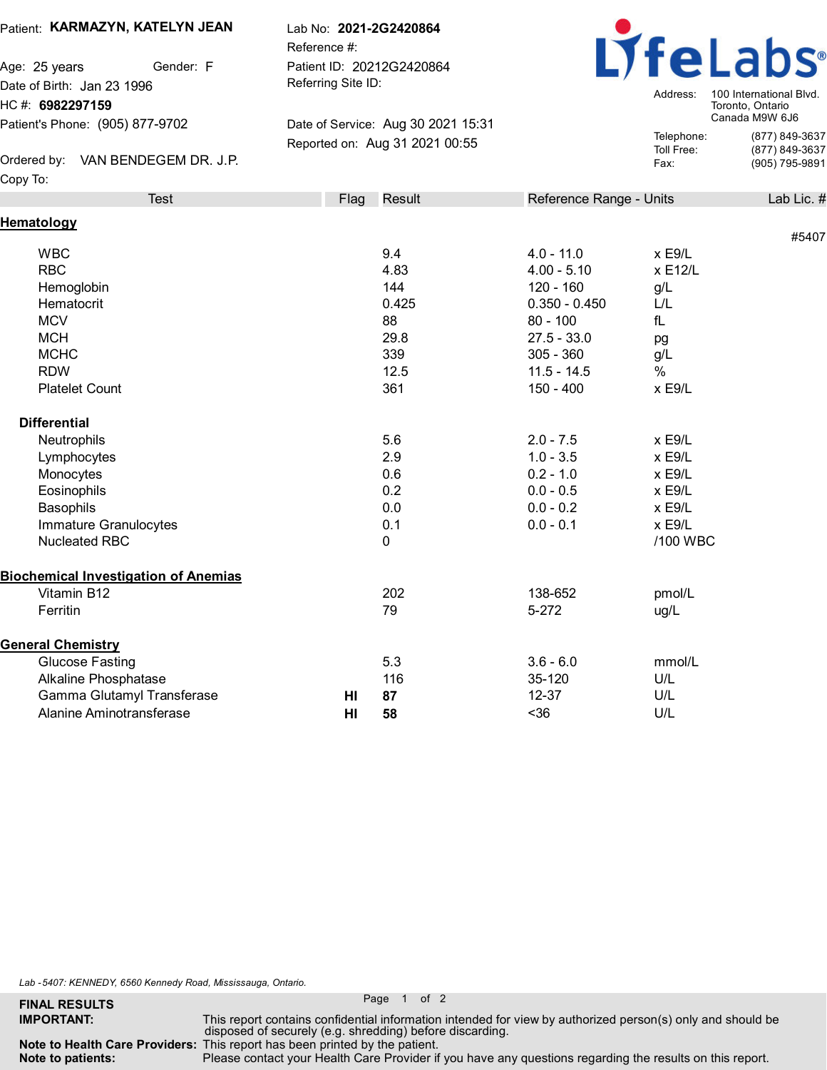Patient: **KARMAZYN, KATELYN JEAN**

Age: 25 years  Gender: F

Date of Birth: Jan 23 1996

HC #: **6982297159**

Patient's Phone: (905) 877-9702

Ordered by: VAN BENDEGEM DR. J.P.

Copy To:

Lab No: **2021-2G2420864**

Reference #:

Patient ID: 20212G2420864

Referring Site ID:

Date of Service: Aug 30 2021 15:31

Reported on: Aug 31 2021 00:55

**LifeLabs®**

Address: 100 International Blvd. Toronto, Ontario Canada M9W 6J6

Telephone: (877) 849-3637

Toll Free: (877) 849-3637

Fax: (905) 795-9891

| Test | Flag | Result | Reference Range | Units | Lab Lic. # |
|---|---|---|---|---|---|
| **Hematology** | | | | | #5407 |
| WBC | | 9.4 | 4.0 - 11.0 | x E9/L | |
| RBC | | 4.83 | 4.00 - 5.10 | x E12/L | |
| Hemoglobin | | 144 | 120 - 160 | g/L | |
| Hematocrit | | 0.425 | 0.350 - 0.450 | L/L | |
| MCV | | 88 | 80 - 100 | fL | |
| MCH | | 29.8 | 27.5 - 33.0 | pg | |
| MCHC | | 339 | 305 - 360 | g/L | |
| RDW | | 12.5 | 11.5 - 14.5 | % | |
| Platelet Count | | 361 | 150 - 400 | x E9/L | |
| **Differential** | | | | | |
| Neutrophils | | 5.6 | 2.0 - 7.5 | x E9/L | |
| Lymphocytes | | 2.9 | 1.0 - 3.5 | x E9/L | |
| Monocytes | | 0.6 | 0.2 - 1.0 | x E9/L | |
| Eosinophils | | 0.2 | 0.0 - 0.5 | x E9/L | |
| Basophils | | 0.0 | 0.0 - 0.2 | x E9/L | |
| Immature Granulocytes | | 0.1 | 0.0 - 0.1 | x E9/L | |
| Nucleated RBC | | 0 | | /100 WBC | |
| **Biochemical Investigation of Anemias** | | | | | |
| Vitamin B12 | | 202 | 138-652 | pmol/L | |
| Ferritin | | 79 | 5-272 | ug/L | |
| **General Chemistry** | | | | | |
| Glucose Fasting | | 5.3 | 3.6 - 6.0 | mmol/L | |
| Alkaline Phosphatase | | 116 | 35-120 | U/L | |
| Gamma Glutamyl Transferase | **HI** | **87** | 12-37 | U/L | |
| Alanine Aminotransferase | **HI** | **58** | <36 | U/L | |

*Lab -5407: KENNEDY, 6560 Kennedy Road, Mississauga, Ontario.*

**FINAL RESULTS**

**IMPORTANT:** This report contains confidential information intended for view by authorized person(s) only and should be disposed of securely (e.g. shredding) before discarding.

**Note to Health Care Providers:** This report has been printed by the patient.

**Note to patients:** Please contact your Health Care Provider if you have any questions regarding the results on this report.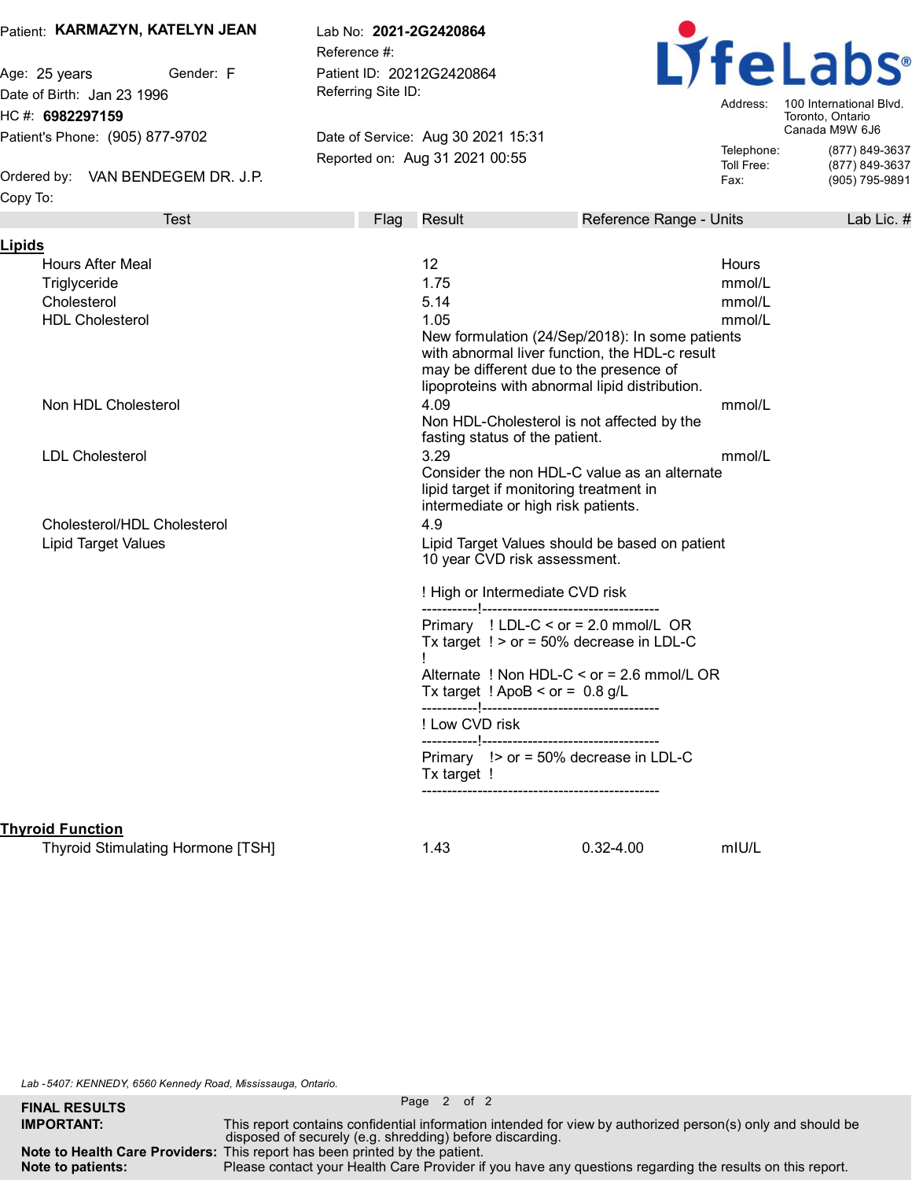Patient: **KARMAZYN, KATELYN JEAN**

Age: 25 years    Gender: F

Date of Birth: Jan 23 1996

HC #: **6982297159**

Patient's Phone: (905) 877-9702

Ordered by: VAN BENDEGEM DR. J.P.

Copy To:

Lab No: **2021-2G2420864**

Reference #:

Patient ID: 20212G2420864

Referring Site ID:

Date of Service: Aug 30 2021 15:31

Reported on: Aug 31 2021 00:55

LifeLabs

Address: 100 International Blvd. Toronto, Ontario Canada M9W 6J6

Telephone: (877) 849-3637

Toll Free: (877) 849-3637

Fax: (905) 795-9891

| Test | Flag | Result | Reference Range - Units | | Lab Lic. # |
|---|---|---|---|---|---|
| **Lipids** | | | | | |
| Hours After Meal | | 12 | | Hours | |
| Triglyceride | | 1.75 | | mmol/L | |
| Cholesterol | | 5.14 | | mmol/L | |
| HDL Cholesterol | | 1.05<br>New formulation (24/Sep/2018): In some patients with abnormal liver function, the HDL-c result may be different due to the presence of lipoproteins with abnormal lipid distribution. | | mmol/L | |
| Non HDL Cholesterol | | 4.09<br>Non HDL-Cholesterol is not affected by the fasting status of the patient. | | mmol/L | |
| LDL Cholesterol | | 3.29<br>Consider the non HDL-C value as an alternate lipid target if monitoring treatment in intermediate or high risk patients. | | mmol/L | |
| Cholesterol/HDL Cholesterol | | 4.9 | | | |
| Lipid Target Values | | Lipid Target Values should be based on patient 10 year CVD risk assessment. | | | |

```
! High or Intermediate CVD risk
-----------!-----------------------------------
Primary    ! LDL-C < or = 2.0 mmol/L  OR
Tx target  ! > or = 50% decrease in LDL-C
!
Alternate  ! Non HDL-C < or = 2.6 mmol/L OR
Tx target  ! ApoB < or =  0.8 g/L
-----------!-----------------------------------
! Low CVD risk
-----------!-----------------------------------
Primary    !> or = 50% decrease in LDL-C
Tx target  !
-----------------------------------------------
```

| Test | Flag | Result | Reference Range - Units | | Lab Lic. # |
|---|---|---|---|---|---|
| **Thyroid Function** | | | | | |
| Thyroid Stimulating Hormone [TSH] | | 1.43 | 0.32-4.00 | mIU/L | |

*Lab -5407: KENNEDY, 6560 Kennedy Road, Mississauga, Ontario.*

**FINAL RESULTS**

**IMPORTANT:** This report contains confidential information intended for view by authorized person(s) only and should be disposed of securely (e.g. shredding) before discarding.

**Note to Health Care Providers:** This report has been printed by the patient.

**Note to patients:** Please contact your Health Care Provider if you have any questions regarding the results on this report.